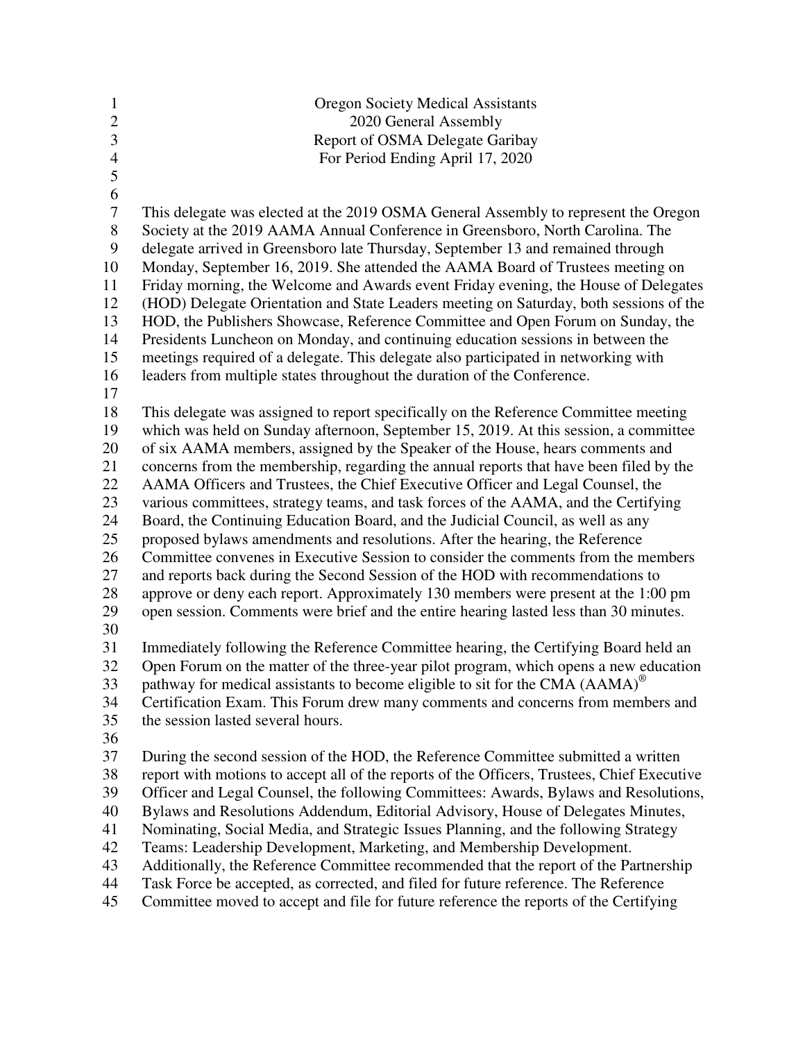Oregon Society Medical Assistants
2020 General Assembly
Report of OSMA Delegate Garibay
For Period Ending April 17, 2020

This delegate was elected at the 2019 OSMA General Assembly to represent the Oregon Society at the 2019 AAMA Annual Conference in Greensboro, North Carolina. The delegate arrived in Greensboro late Thursday, September 13 and remained through Monday, September 16, 2019. She attended the AAMA Board of Trustees meeting on Friday morning, the Welcome and Awards event Friday evening, the House of Delegates (HOD) Delegate Orientation and State Leaders meeting on Saturday, both sessions of the HOD, the Publishers Showcase, Reference Committee and Open Forum on Sunday, the Presidents Luncheon on Monday, and continuing education sessions in between the meetings required of a delegate. This delegate also participated in networking with leaders from multiple states throughout the duration of the Conference.

This delegate was assigned to report specifically on the Reference Committee meeting which was held on Sunday afternoon, September 15, 2019. At this session, a committee of six AAMA members, assigned by the Speaker of the House, hears comments and concerns from the membership, regarding the annual reports that have been filed by the AAMA Officers and Trustees, the Chief Executive Officer and Legal Counsel, the various committees, strategy teams, and task forces of the AAMA, and the Certifying Board, the Continuing Education Board, and the Judicial Council, as well as any proposed bylaws amendments and resolutions. After the hearing, the Reference Committee convenes in Executive Session to consider the comments from the members and reports back during the Second Session of the HOD with recommendations to approve or deny each report. Approximately 130 members were present at the 1:00 pm open session. Comments were brief and the entire hearing lasted less than 30 minutes.

Immediately following the Reference Committee hearing, the Certifying Board held an Open Forum on the matter of the three-year pilot program, which opens a new education pathway for medical assistants to become eligible to sit for the CMA (AAMA)® Certification Exam. This Forum drew many comments and concerns from members and the session lasted several hours.

During the second session of the HOD, the Reference Committee submitted a written report with motions to accept all of the reports of the Officers, Trustees, Chief Executive Officer and Legal Counsel, the following Committees: Awards, Bylaws and Resolutions, Bylaws and Resolutions Addendum, Editorial Advisory, House of Delegates Minutes, Nominating, Social Media, and Strategic Issues Planning, and the following Strategy Teams: Leadership Development, Marketing, and Membership Development. Additionally, the Reference Committee recommended that the report of the Partnership Task Force be accepted, as corrected, and filed for future reference. The Reference Committee moved to accept and file for future reference the reports of the Certifying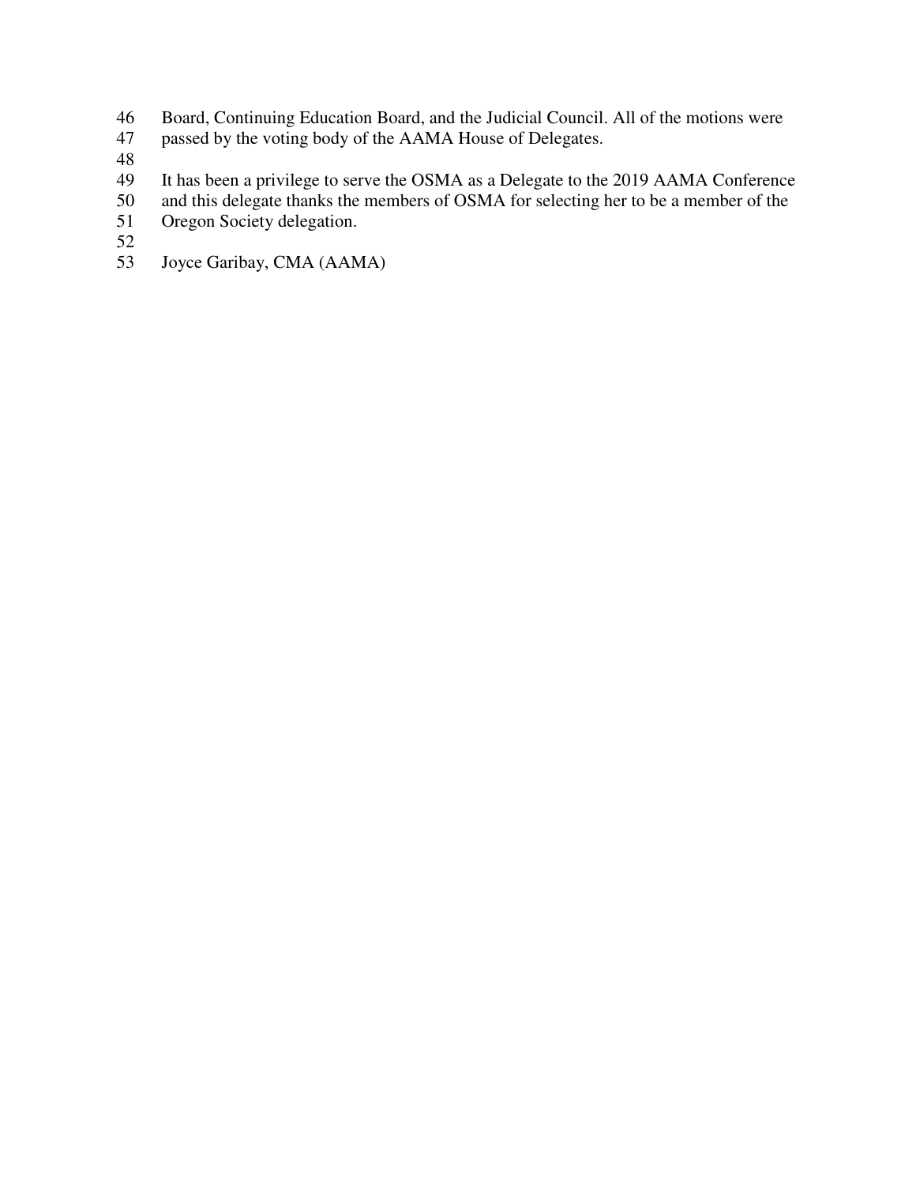Board, Continuing Education Board, and the Judicial Council. All of the motions were passed by the voting body of the AAMA House of Delegates.

It has been a privilege to serve the OSMA as a Delegate to the 2019 AAMA Conference and this delegate thanks the members of OSMA for selecting her to be a member of the Oregon Society delegation.

Joyce Garibay, CMA (AAMA)